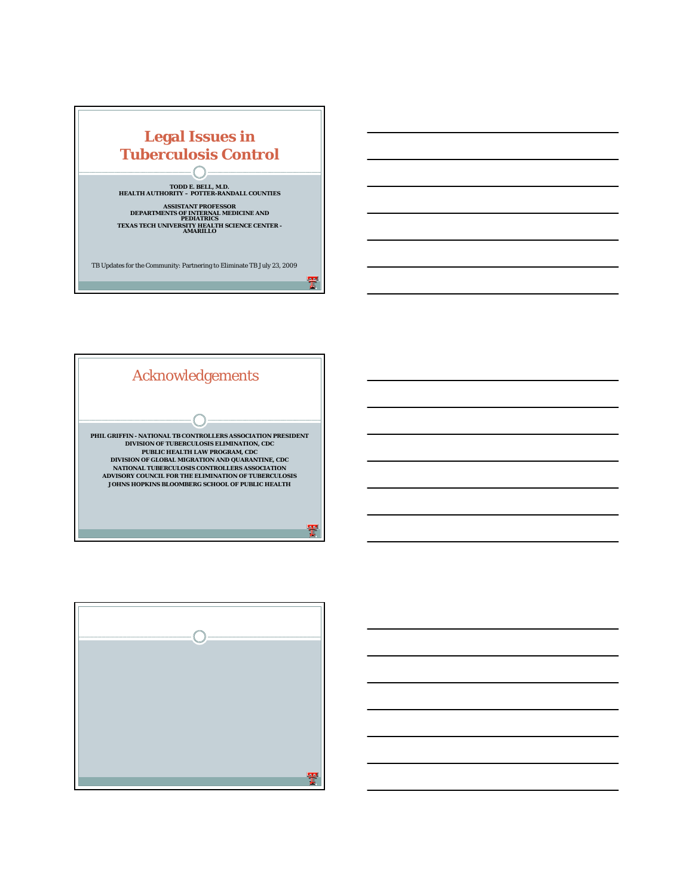# Legal Issues in Tuberculosis Control

TODD E. BELL, M.D.
HEALTH AUTHORITY – POTTER-RANDALL COUNTIES

ASSISTANT PROFESSOR
DEPARTMENTS OF INTERNAL MEDICINE AND PEDIATRICS
TEXAS TECH UNIVERSITY HEALTH SCIENCE CENTER - AMARILLO

TB Updates for the Community: Partnering to Eliminate TB July 23, 2009

## Acknowledgements

PHIL GRIFFIN - NATIONAL TB CONTROLLERS ASSOCIATION PRESIDENT
DIVISION OF TUBERCULOSIS ELIMINATION, CDC
PUBLIC HEALTH LAW PROGRAM, CDC
DIVISION OF GLOBAL MIGRATION AND QUARANTINE, CDC
NATIONAL TUBERCULOSIS CONTROLLERS ASSOCIATION
ADVISORY COUNCIL FOR THE ELIMINATION OF TUBERCULOSIS
JOHNS HOPKINS BLOOMBERG SCHOOL OF PUBLIC HEALTH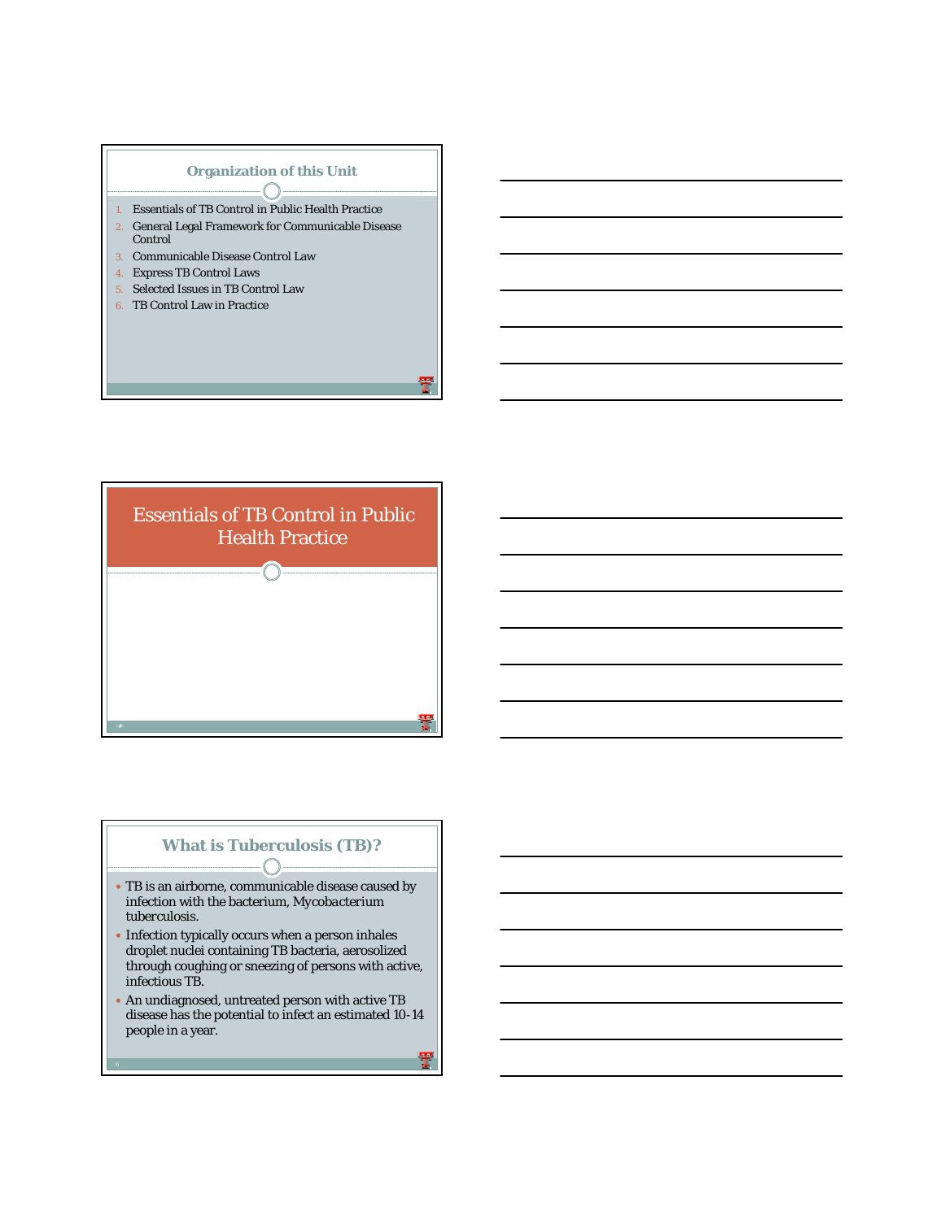## Organization of this Unit

1. Essentials of TB Control in Public Health Practice
2. General Legal Framework for Communicable Disease Control
3. Communicable Disease Control Law
4. Express TB Control Laws
5. Selected Issues in TB Control Law
6. TB Control Law in Practice

# Essentials of TB Control in Public Health Practice

## What is Tuberculosis (TB)?

- TB is an airborne, communicable disease caused by infection with the bacterium, Mycobacterium tuberculosis.
- Infection typically occurs when a person inhales droplet nuclei containing TB bacteria, aerosolized through coughing or sneezing of persons with active, infectious TB.
- An undiagnosed, untreated person with active TB disease has the potential to infect an estimated 10-14 people in a year.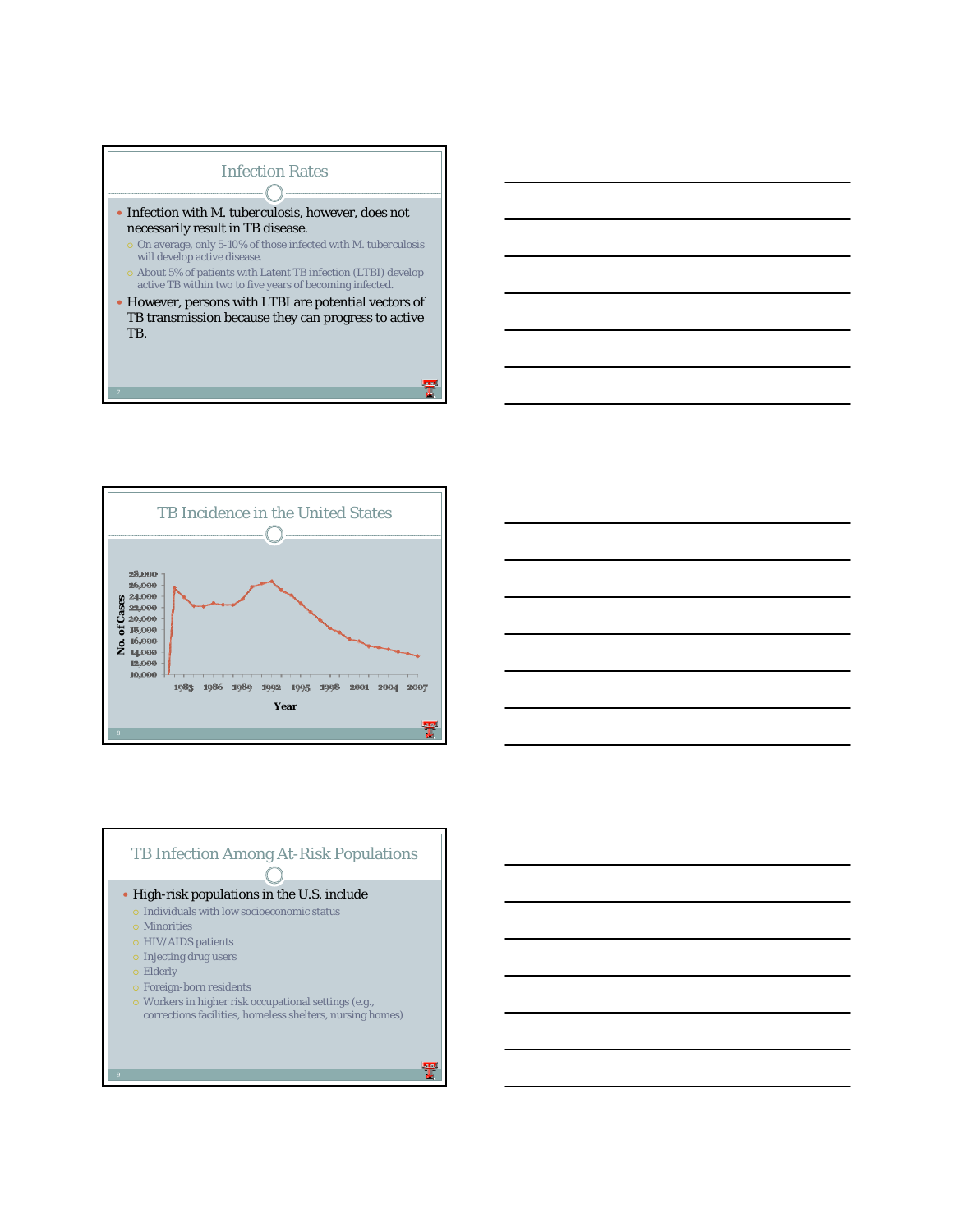## Infection Rates

- Infection with M. tuberculosis, however, does not necessarily result in TB disease.
  - On average, only 5-10% of those infected with M. tuberculosis will develop active disease.
  - About 5% of patients with Latent TB infection (LTBI) develop active TB within two to five years of becoming infected.
- However, persons with LTBI are potential vectors of TB transmission because they can progress to active TB.

## TB Incidence in the United States

No. of Cases

28,000
26,000
24,000
22,000
20,000
18,000
16,000
14,000
12,000
10,000

1983 1986 1989 1992 1995 1998 2001 2004 2007

Year

## TB Infection Among At-Risk Populations

- High-risk populations in the U.S. include
  - Individuals with low socioeconomic status
  - Minorities
  - HIV/AIDS patients
  - Injecting drug users
  - Elderly
  - Foreign-born residents
  - Workers in higher risk occupational settings (e.g., corrections facilities, homeless shelters, nursing homes)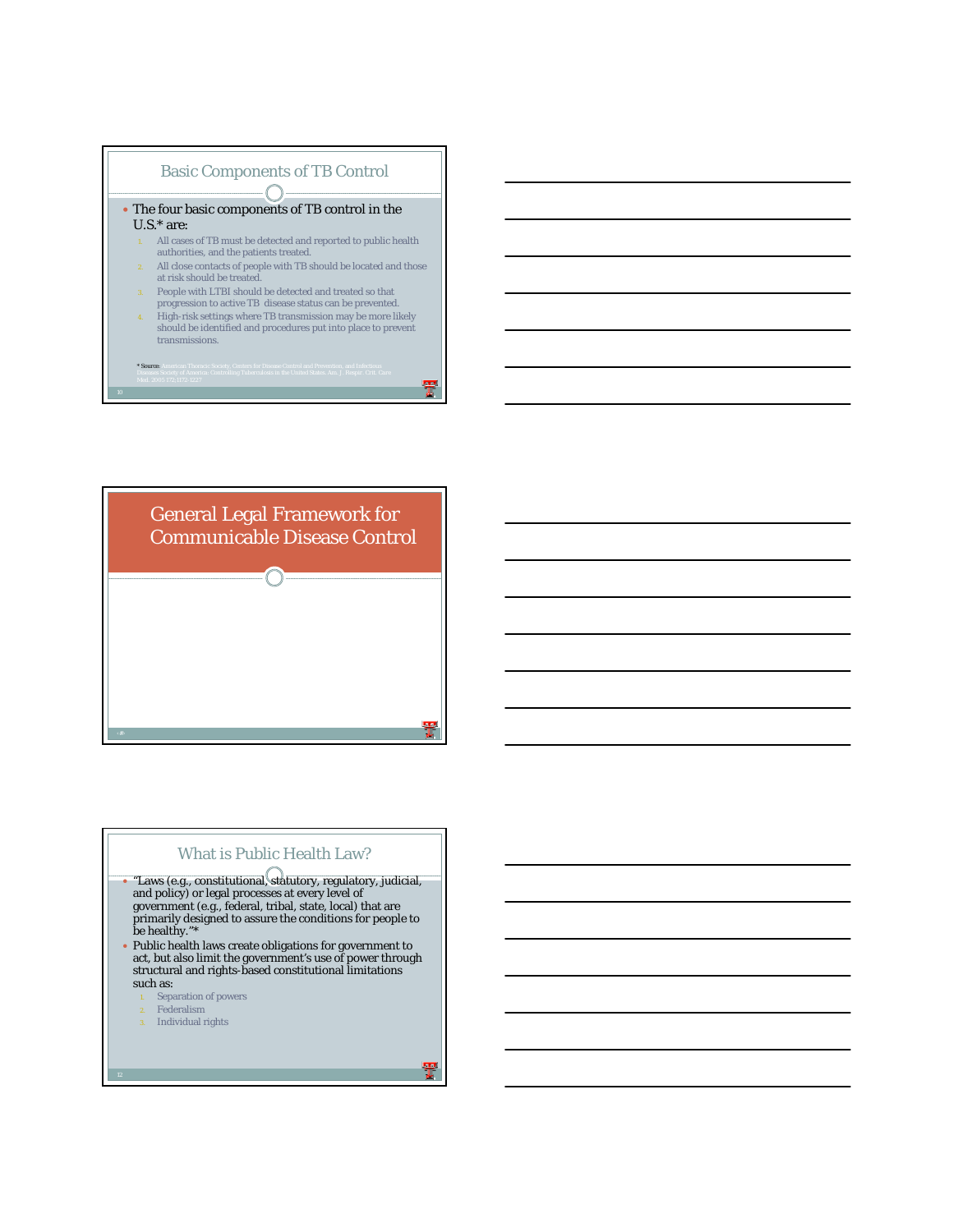## Basic Components of TB Control

- The four basic components of TB control in the U.S.* are:
  1. All cases of TB must be detected and reported to public health authorities, and the patients treated.
  2. All close contacts of people with TB should be located and those at risk should be treated.
  3. People with LTBI should be detected and treated so that progression to active TB disease status can be prevented.
  4. High-risk settings where TB transmission may be more likely should be identified and procedures put into place to prevent transmissions.

\* Source: American Thoracic Society, Centers for Disease Control and Prevention, and Infectious Diseases Society of America: Controlling Tuberculosis in the United States. Am. J. Respir. Crit. Care Med. 2005;172:1172-1227

## General Legal Framework for Communicable Disease Control

## What is Public Health Law?

- "Laws (e.g., constitutional, statutory, regulatory, judicial, and policy) or legal processes at every level of government (e.g., federal, tribal, state, local) that are primarily designed to assure the conditions for people to be healthy."*
- Public health laws create obligations for government to act, but also limit the government's use of power through structural and rights-based constitutional limitations such as:
  1. Separation of powers
  2. Federalism
  3. Individual rights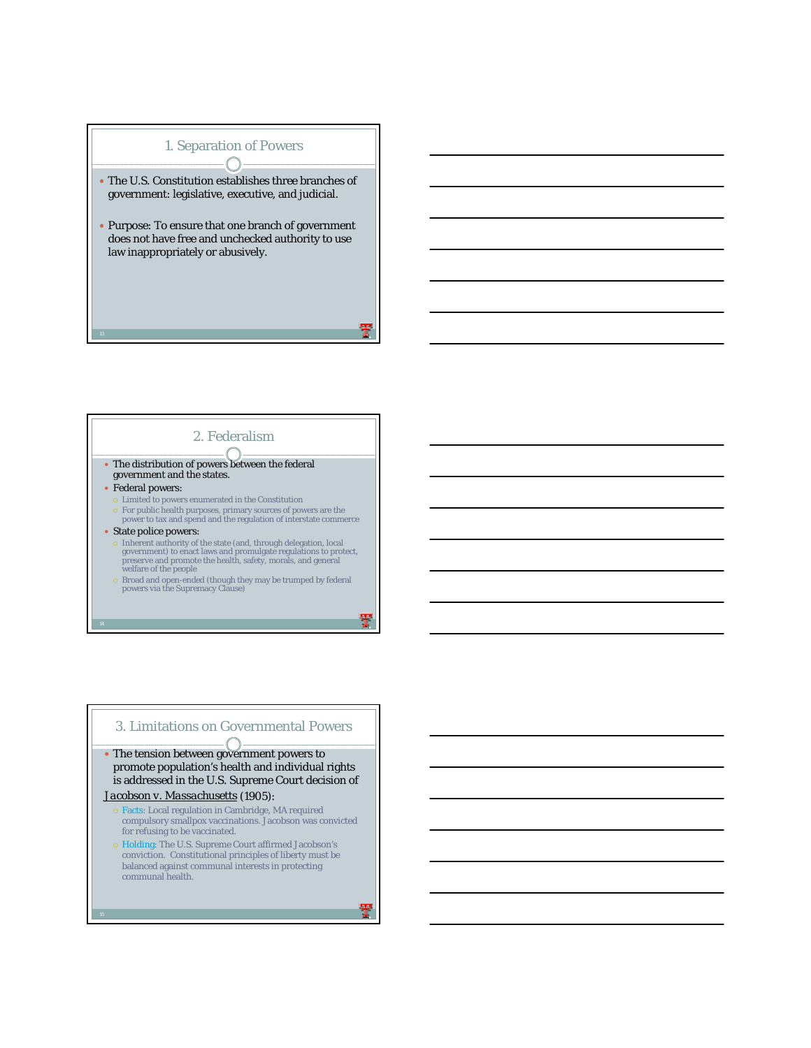## 1. Separation of Powers

- The U.S. Constitution establishes three branches of government: legislative, executive, and judicial.
- Purpose: To ensure that one branch of government does not have free and unchecked authority to use law inappropriately or abusively.

## 2. Federalism

- The distribution of powers between the federal government and the states.
- Federal powers:
  - Limited to powers enumerated in the Constitution
  - For public health purposes, primary sources of powers are the power to tax and spend and the regulation of interstate commerce
- State police powers:
  - Inherent authority of the state (and, through delegation, local government) to enact laws and promulgate regulations to protect, preserve and promote the health, safety, morals, and general welfare of the people
  - Broad and open-ended (though they may be trumped by federal powers via the Supremacy Clause)

## 3. Limitations on Governmental Powers

- The tension between government powers to promote population's health and individual rights is addressed in the U.S. Supreme Court decision of

*Jacobson v. Massachusetts* (1905):
  - Facts: Local regulation in Cambridge, MA required compulsory smallpox vaccinations. Jacobson was convicted for refusing to be vaccinated.
  - Holding: The U.S. Supreme Court affirmed Jacobson's conviction. Constitutional principles of liberty must be balanced against communal interests in protecting communal health.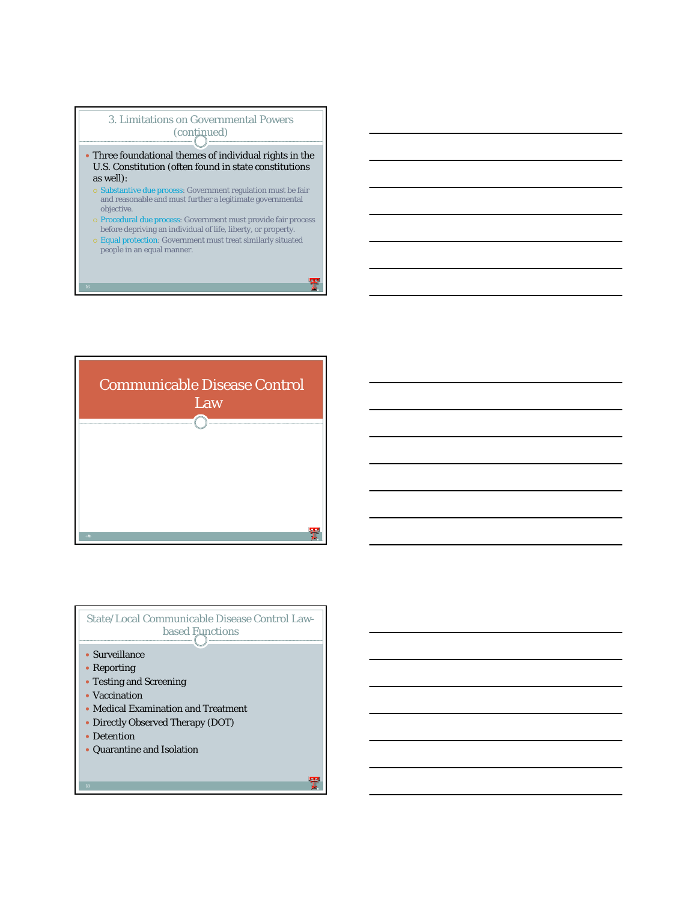## 3. Limitations on Governmental Powers (continued)

- Three foundational themes of individual rights in the U.S. Constitution (often found in state constitutions as well):
  - Substantive due process: Government regulation must be fair and reasonable and must further a legitimate governmental objective.
  - Procedural due process: Government must provide fair process before depriving an individual of life, liberty, or property.
  - Equal protection: Government must treat similarly situated people in an equal manner.

## Communicable Disease Control Law

## State/Local Communicable Disease Control Law-based Functions

- Surveillance
- Reporting
- Testing and Screening
- Vaccination
- Medical Examination and Treatment
- Directly Observed Therapy (DOT)
- Detention
- Quarantine and Isolation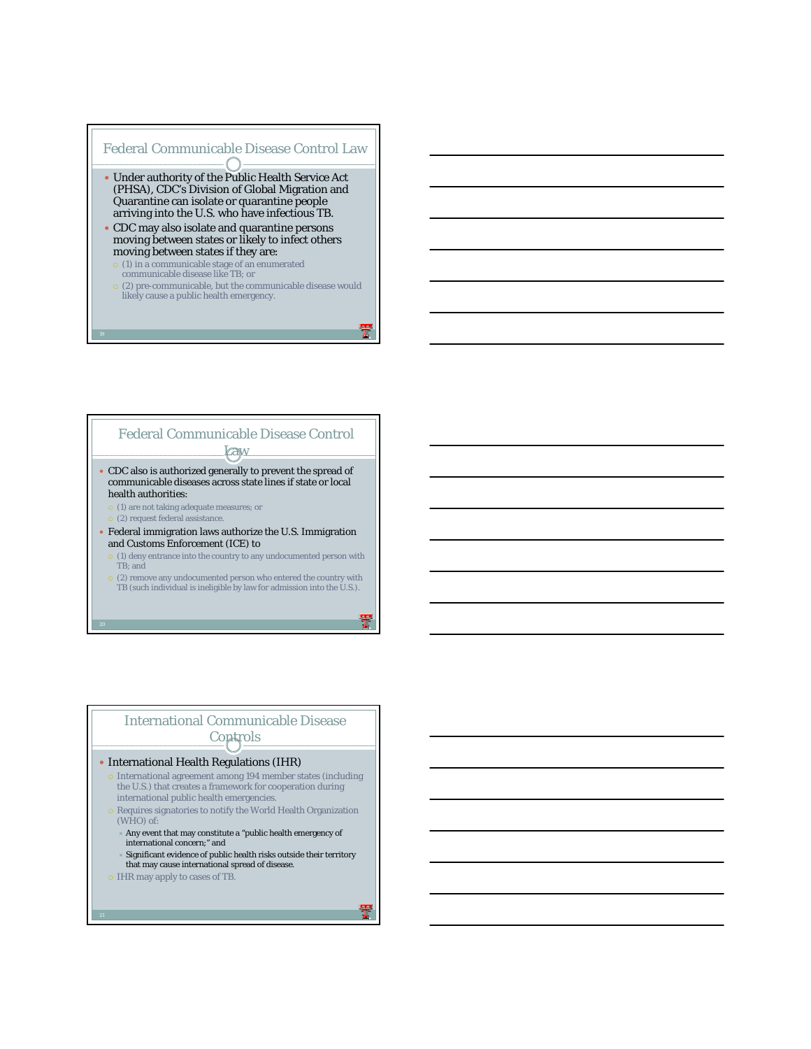## Federal Communicable Disease Control Law

- Under authority of the Public Health Service Act (PHSA), CDC's Division of Global Migration and Quarantine can isolate or quarantine people arriving into the U.S. who have infectious TB.
- CDC may also isolate and quarantine persons moving between states or likely to infect others moving between states if they are:
  - (1) in a communicable stage of an enumerated communicable disease like TB; or
  - (2) pre-communicable, but the communicable disease would likely cause a public health emergency.

## Federal Communicable Disease Control Law

- CDC also is authorized generally to prevent the spread of communicable diseases across state lines if state or local health authorities:
  - (1) are not taking adequate measures; or
  - (2) request federal assistance.
- Federal immigration laws authorize the U.S. Immigration and Customs Enforcement (ICE) to
  - (1) deny entrance into the country to any undocumented person with TB; and
  - (2) remove any undocumented person who entered the country with TB (such individual is ineligible by law for admission into the U.S.).

## International Communicable Disease Controls

- International Health Regulations (IHR)
  - International agreement among 194 member states (including the U.S.) that creates a framework for cooperation during international public health emergencies.
  - Requires signatories to notify the World Health Organization (WHO) of:
    - Any event that may constitute a "public health emergency of international concern;" and
    - Significant evidence of public health risks outside their territory that may cause international spread of disease.
  - IHR may apply to cases of TB.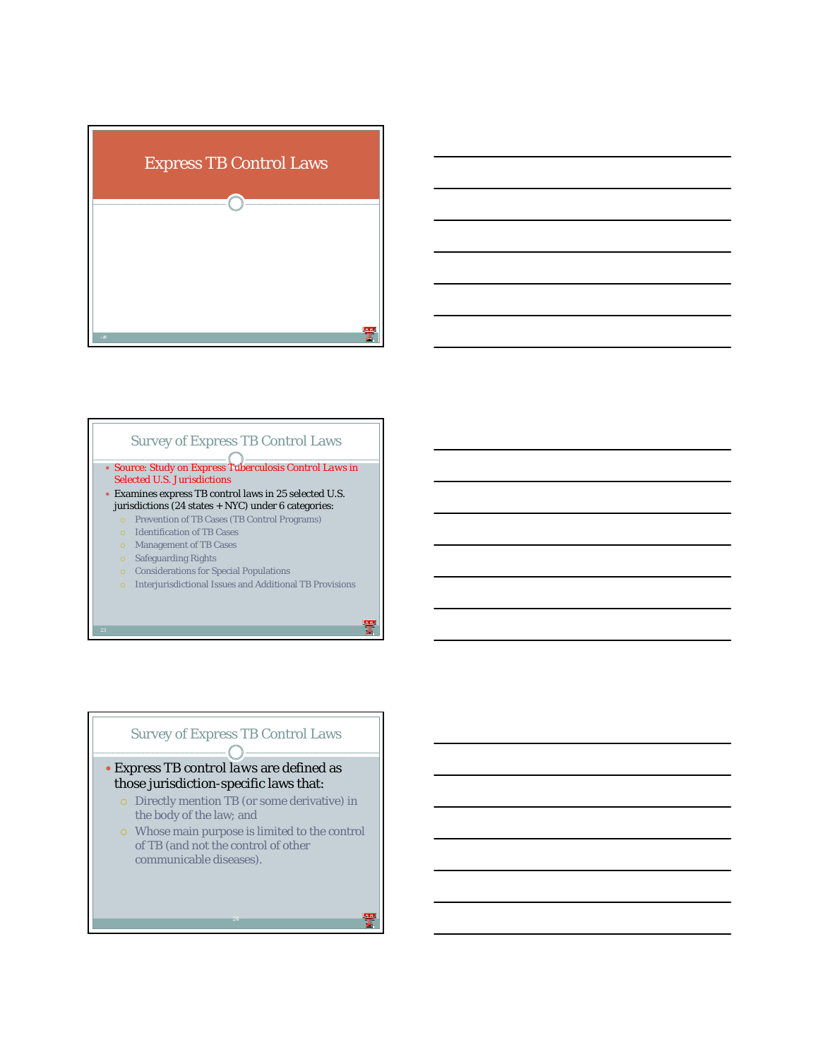# Express TB Control Laws

## Survey of Express TB Control Laws

- Source: Study on Express Tuberculosis Control Laws in Selected U.S. Jurisdictions
- Examines express TB control laws in 25 selected U.S. jurisdictions (24 states + NYC) under 6 categories:
  - Prevention of TB Cases (TB Control Programs)
  - Identification of TB Cases
  - Management of TB Cases
  - Safeguarding Rights
  - Considerations for Special Populations
  - Interjurisdictional Issues and Additional TB Provisions

## Survey of Express TB Control Laws

- Express TB control laws are defined as those jurisdiction-specific laws that:
  - Directly mention TB (or some derivative) in the body of the law; and
  - Whose main purpose is limited to the control of TB (and not the control of other communicable diseases).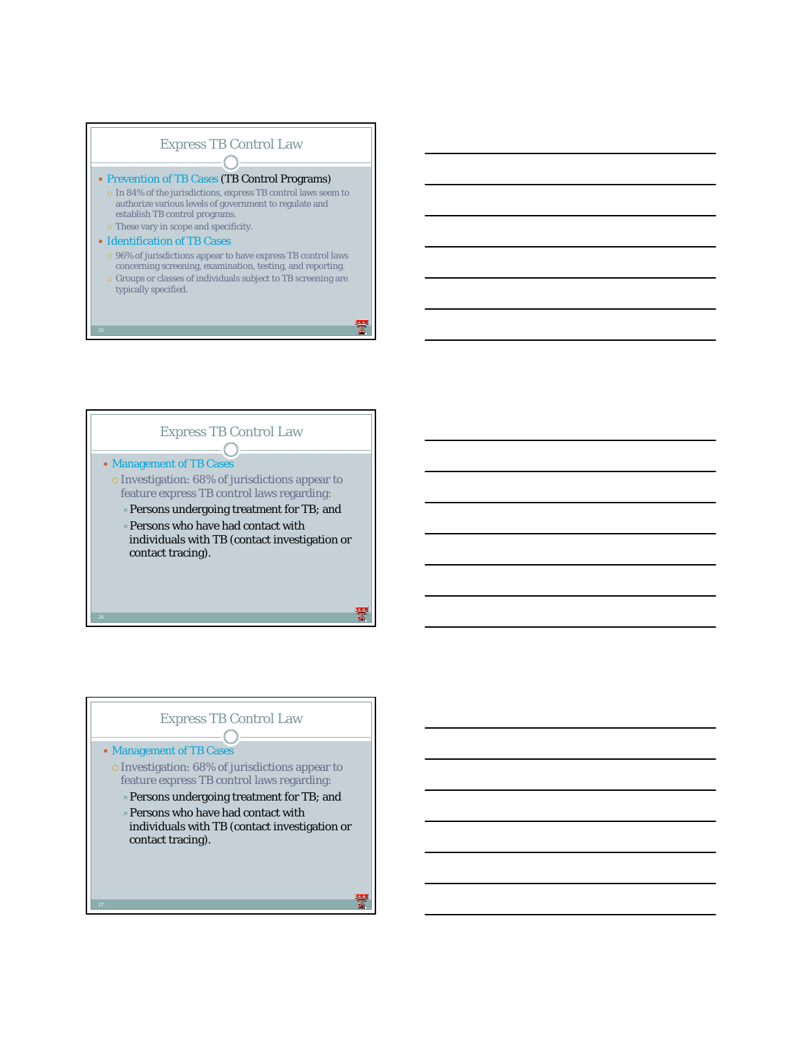## Express TB Control Law

- Prevention of TB Cases (TB Control Programs)
  - In 84% of the jurisdictions, express TB control laws seem to authorize various levels of government to regulate and establish TB control programs.
  - These vary in scope and specificity.
- Identification of TB Cases
  - 96% of jurisdictions appear to have express TB control laws concerning screening, examination, testing, and reporting.
  - Groups or classes of individuals subject to TB screening are typically specified.

## Express TB Control Law

- Management of TB Cases
  - Investigation: 68% of jurisdictions appear to feature express TB control laws regarding:
    - Persons undergoing treatment for TB; and
    - Persons who have had contact with individuals with TB (contact investigation or contact tracing).

## Express TB Control Law

- Management of TB Cases
  - Investigation: 68% of jurisdictions appear to feature express TB control laws regarding:
    - Persons undergoing treatment for TB; and
    - Persons who have had contact with individuals with TB (contact investigation or contact tracing).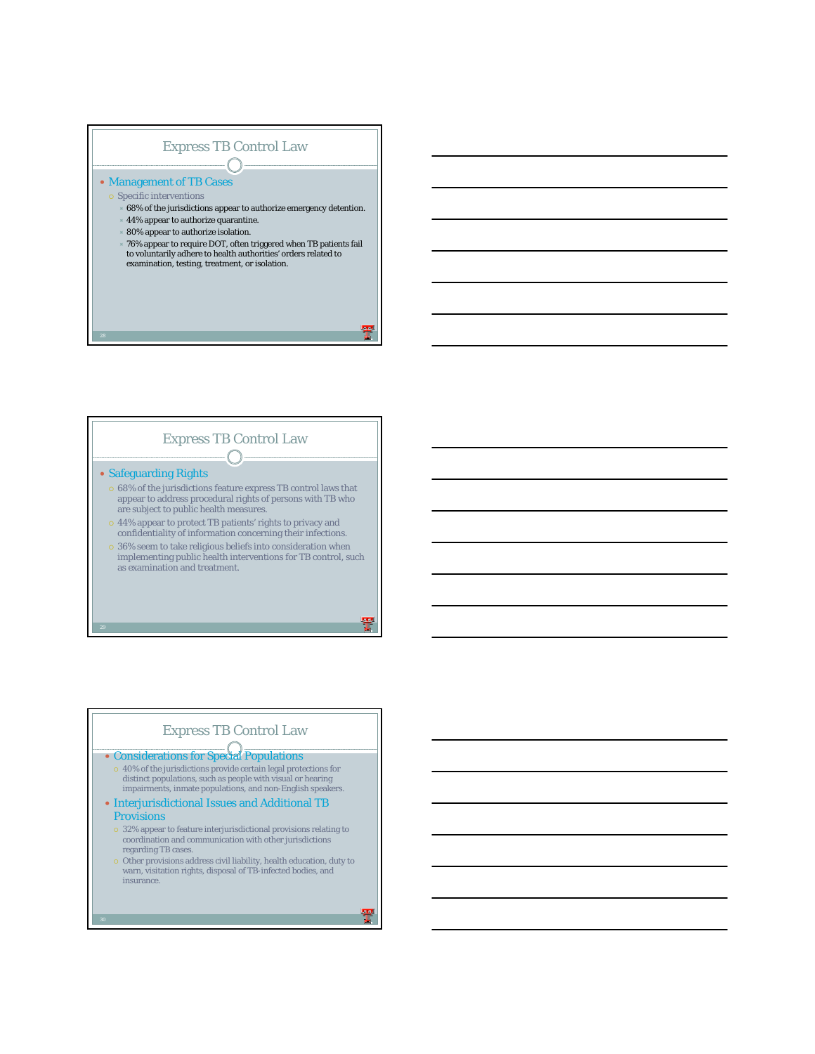## Express TB Control Law

- Management of TB Cases
  - Specific interventions
    - 68% of the jurisdictions appear to authorize emergency detention.
    - 44% appear to authorize quarantine.
    - 80% appear to authorize isolation.
    - 76% appear to require DOT, often triggered when TB patients fail to voluntarily adhere to health authorities' orders related to examination, testing, treatment, or isolation.

## Express TB Control Law

- Safeguarding Rights
  - 68% of the jurisdictions feature express TB control laws that appear to address procedural rights of persons with TB who are subject to public health measures.
  - 44% appear to protect TB patients' rights to privacy and confidentiality of information concerning their infections.
  - 36% seem to take religious beliefs into consideration when implementing public health interventions for TB control, such as examination and treatment.

## Express TB Control Law

- Considerations for Special Populations
  - 40% of the jurisdictions provide certain legal protections for distinct populations, such as people with visual or hearing impairments, inmate populations, and non-English speakers.
- Interjurisdictional Issues and Additional TB Provisions
  - 32% appear to feature interjurisdictional provisions relating to coordination and communication with other jurisdictions regarding TB cases.
  - Other provisions address civil liability, health education, duty to warn, visitation rights, disposal of TB-infected bodies, and insurance.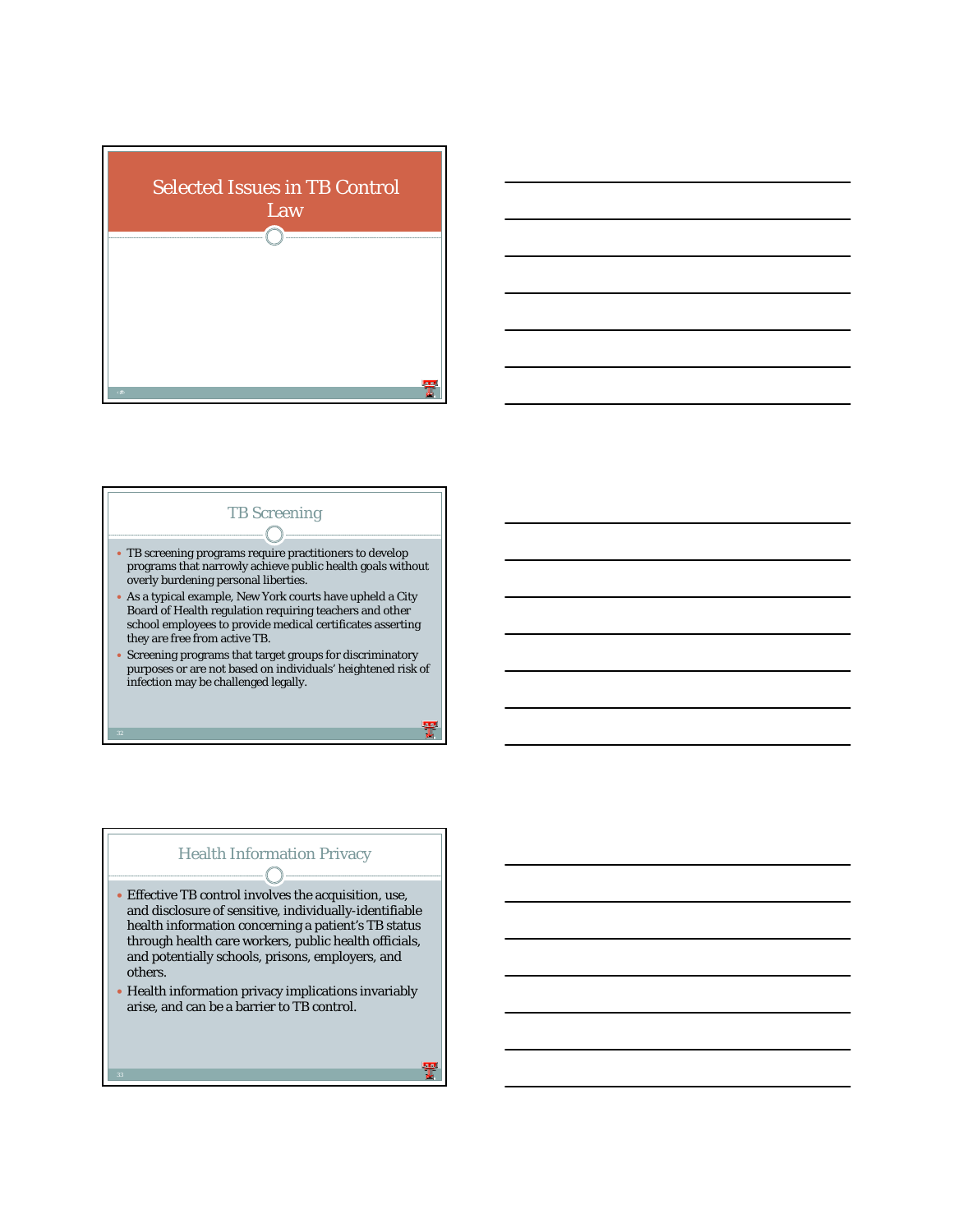# Selected Issues in TB Control Law

## TB Screening

- TB screening programs require practitioners to develop programs that narrowly achieve public health goals without overly burdening personal liberties.
- As a typical example, New York courts have upheld a City Board of Health regulation requiring teachers and other school employees to provide medical certificates asserting they are free from active TB.
- Screening programs that target groups for discriminatory purposes or are not based on individuals' heightened risk of infection may be challenged legally.

## Health Information Privacy

- Effective TB control involves the acquisition, use, and disclosure of sensitive, individually-identifiable health information concerning a patient's TB status through health care workers, public health officials, and potentially schools, prisons, employers, and others.
- Health information privacy implications invariably arise, and can be a barrier to TB control.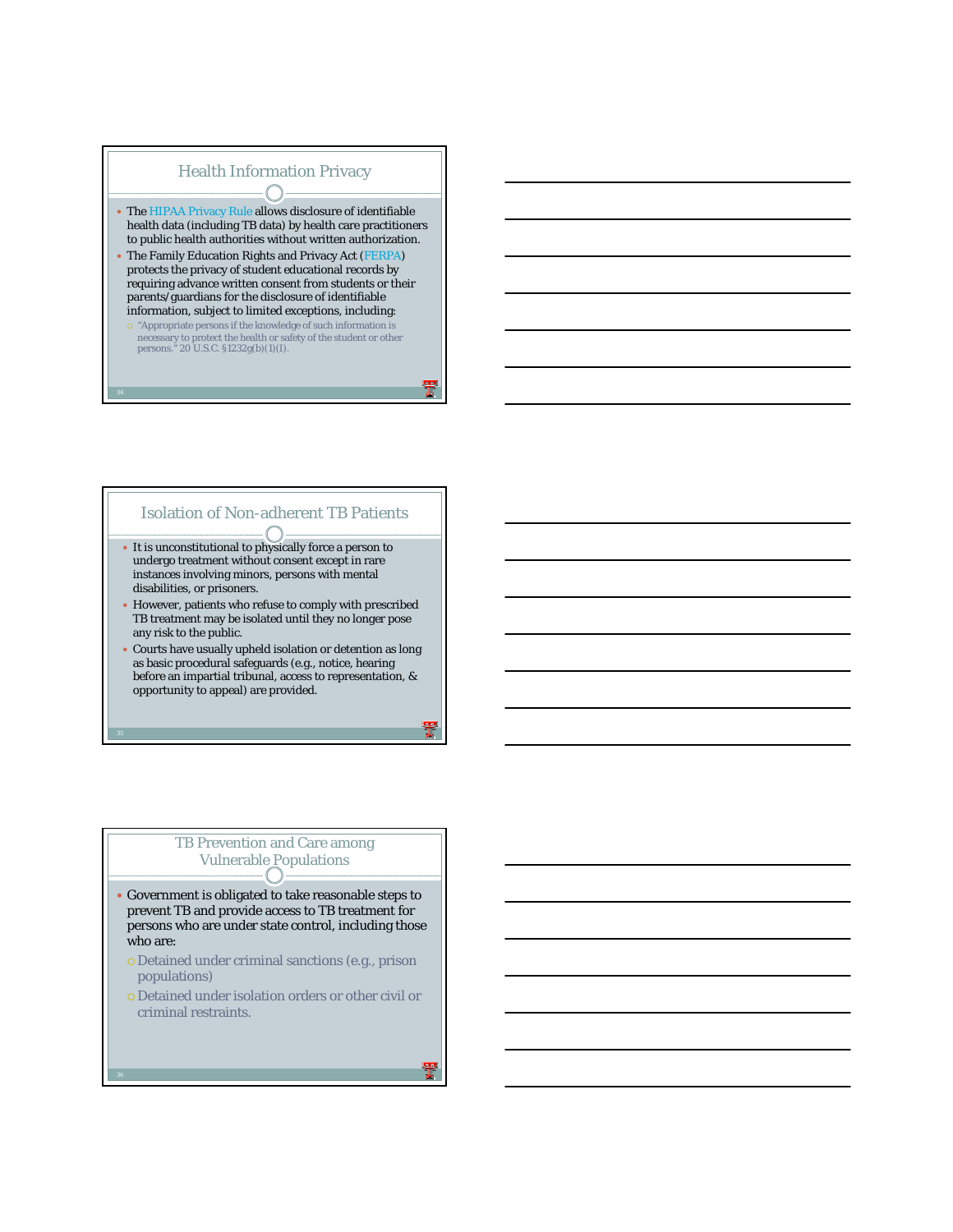## Health Information Privacy

- The HIPAA Privacy Rule allows disclosure of identifiable health data (including TB data) by health care practitioners to public health authorities without written authorization.
- The Family Education Rights and Privacy Act (FERPA) protects the privacy of student educational records by requiring advance written consent from students or their parents/guardians for the disclosure of identifiable information, subject to limited exceptions, including:
  - "Appropriate persons if the knowledge of such information is necessary to protect the health or safety of the student or other persons." 20 U.S.C. §1232g(b)(1)(I).

## Isolation of Non-adherent TB Patients

- It is unconstitutional to physically force a person to undergo treatment without consent except in rare instances involving minors, persons with mental disabilities, or prisoners.
- However, patients who refuse to comply with prescribed TB treatment may be isolated until they no longer pose any risk to the public.
- Courts have usually upheld isolation or detention as long as basic procedural safeguards (e.g., notice, hearing before an impartial tribunal, access to representation, & opportunity to appeal) are provided.

## TB Prevention and Care among Vulnerable Populations

- Government is obligated to take reasonable steps to prevent TB and provide access to TB treatment for persons who are under state control, including those who are:
  - Detained under criminal sanctions (e.g., prison populations)
  - Detained under isolation orders or other civil or criminal restraints.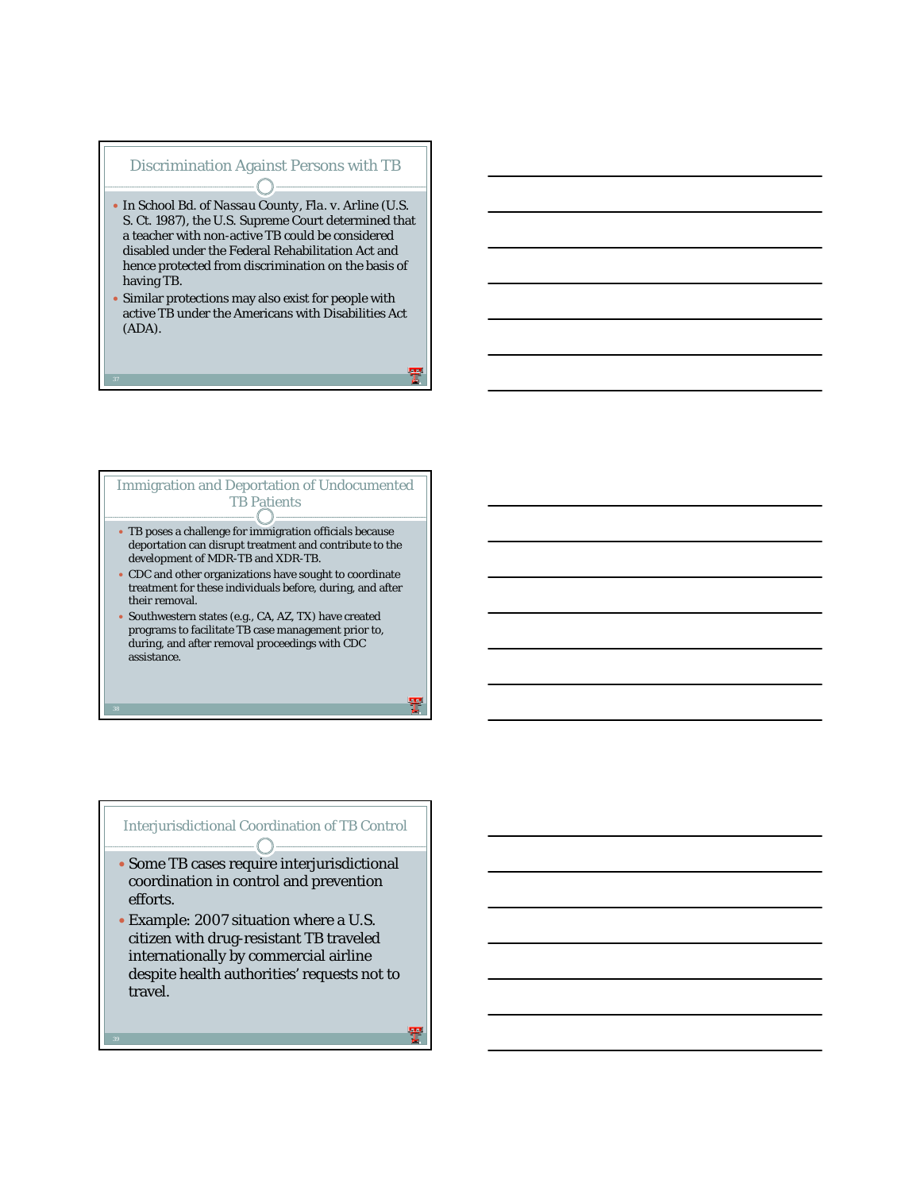## Discrimination Against Persons with TB

- In School Bd. of Nassau County, Fla. v. Arline (U.S. S. Ct. 1987), the U.S. Supreme Court determined that a teacher with non-active TB could be considered disabled under the Federal Rehabilitation Act and hence protected from discrimination on the basis of having TB.
- Similar protections may also exist for people with active TB under the Americans with Disabilities Act (ADA).

## Immigration and Deportation of Undocumented TB Patients

- TB poses a challenge for immigration officials because deportation can disrupt treatment and contribute to the development of MDR-TB and XDR-TB.
- CDC and other organizations have sought to coordinate treatment for these individuals before, during, and after their removal.
- Southwestern states (e.g., CA, AZ, TX) have created programs to facilitate TB case management prior to, during, and after removal proceedings with CDC assistance.

## Interjurisdictional Coordination of TB Control

- Some TB cases require interjurisdictional coordination in control and prevention efforts.
- Example: 2007 situation where a U.S. citizen with drug-resistant TB traveled internationally by commercial airline despite health authorities' requests not to travel.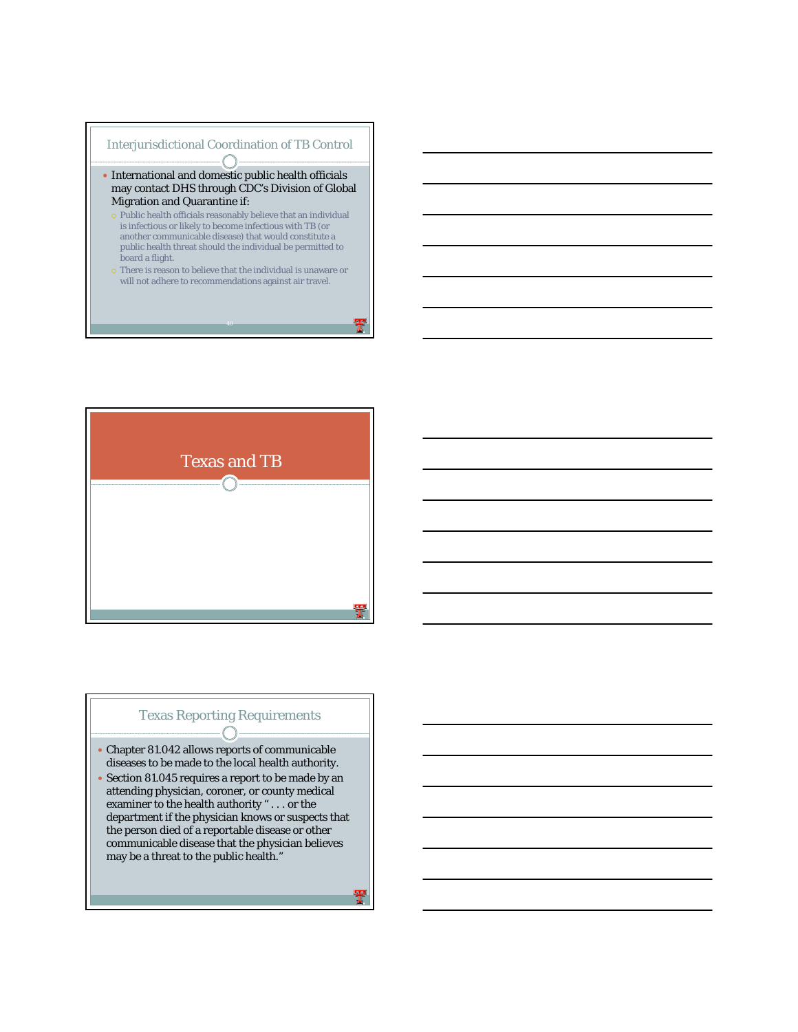## Interjurisdictional Coordination of TB Control

- International and domestic public health officials may contact DHS through CDC's Division of Global Migration and Quarantine if:
  - Public health officials reasonably believe that an individual is infectious or likely to become infectious with TB (or another communicable disease) that would constitute a public health threat should the individual be permitted to board a flight.
  - There is reason to believe that the individual is unaware or will not adhere to recommendations against air travel.

# Texas and TB

## Texas Reporting Requirements

- Chapter 81.042 allows reports of communicable diseases to be made to the local health authority.
- Section 81.045 requires a report to be made by an attending physician, coroner, or county medical examiner to the health authority " . . . or the department if the physician knows or suspects that the person died of a reportable disease or other communicable disease that the physician believes may be a threat to the public health."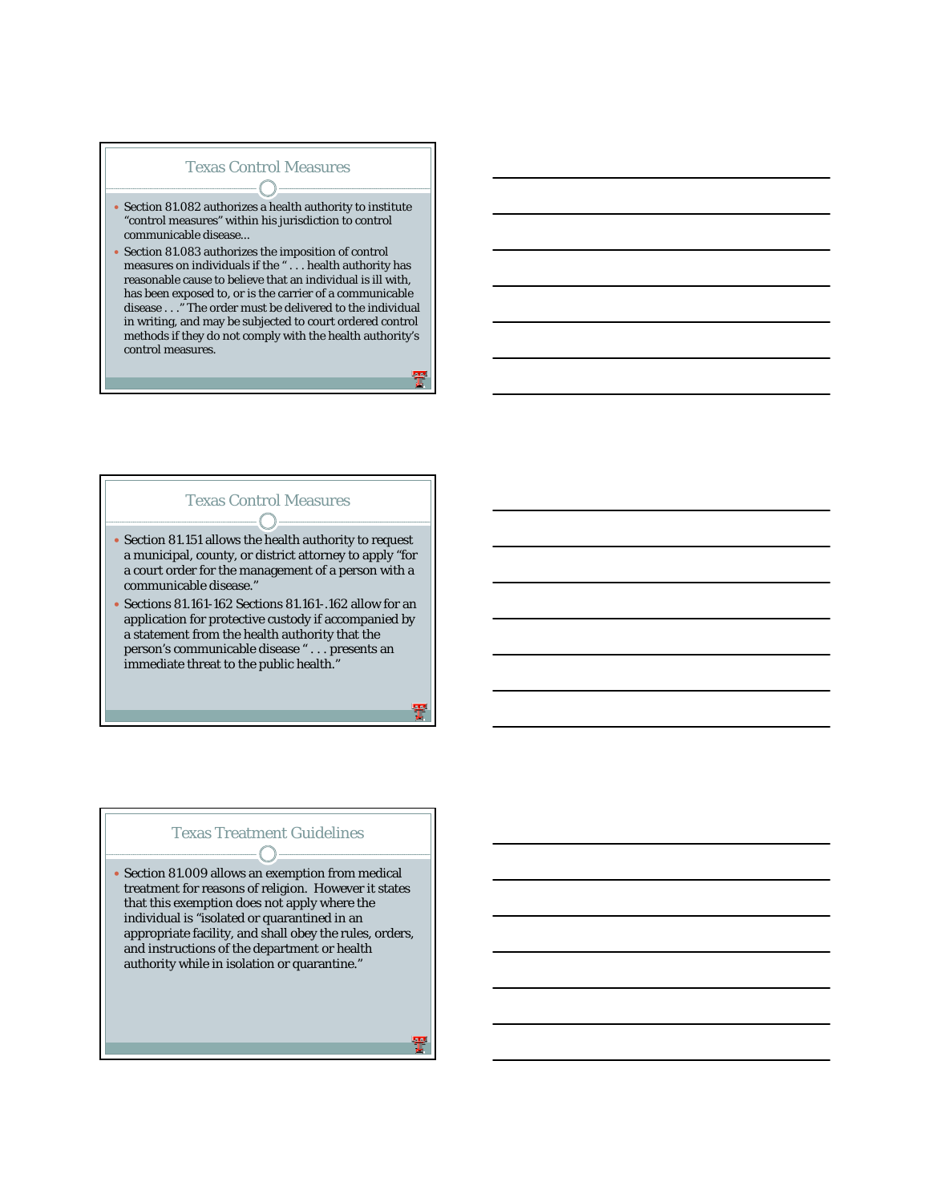## Texas Control Measures

- Section 81.082 authorizes a health authority to institute "control measures" within his jurisdiction to control communicable disease...
- Section 81.083 authorizes the imposition of control measures on individuals if the " . . . health authority has reasonable cause to believe that an individual is ill with, has been exposed to, or is the carrier of a communicable disease . . ." The order must be delivered to the individual in writing, and may be subjected to court ordered control methods if they do not comply with the health authority's control measures.

## Texas Control Measures

- Section 81.151 allows the health authority to request a municipal, county, or district attorney to apply "for a court order for the management of a person with a communicable disease."
- Sections 81.161-162 Sections 81.161-.162 allow for an application for protective custody if accompanied by a statement from the health authority that the person's communicable disease " . . . presents an immediate threat to the public health."

## Texas Treatment Guidelines

- Section 81.009 allows an exemption from medical treatment for reasons of religion. However it states that this exemption does not apply where the individual is "isolated or quarantined in an appropriate facility, and shall obey the rules, orders, and instructions of the department or health authority while in isolation or quarantine."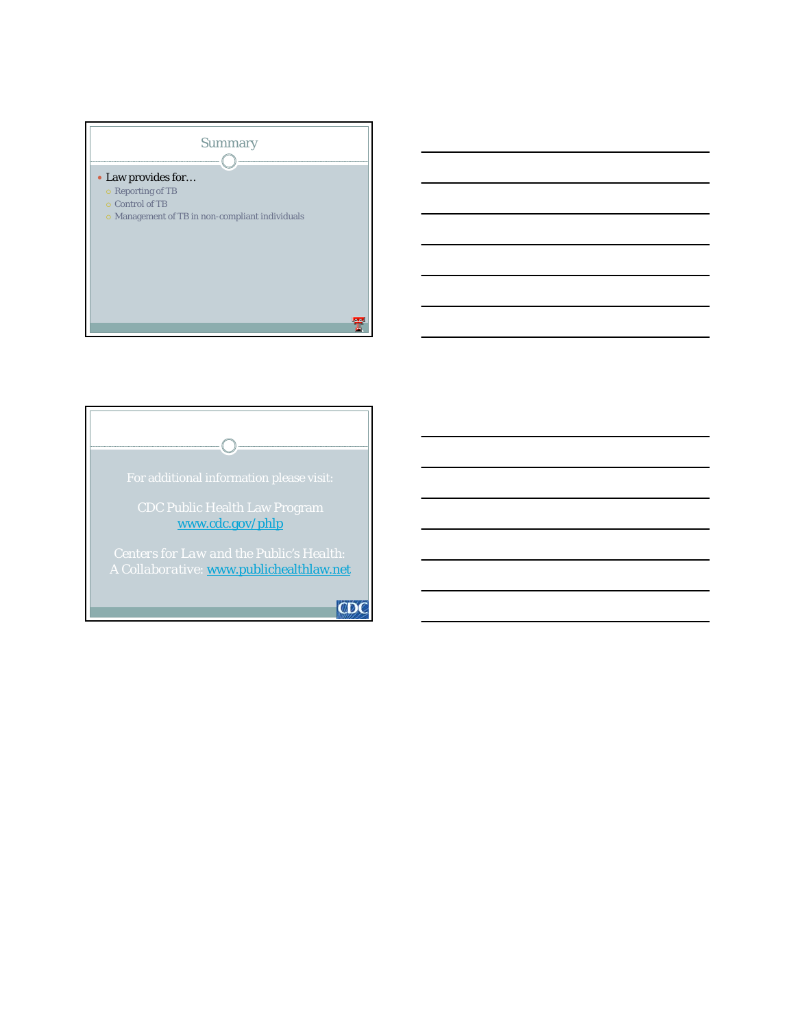## Summary

- Law provides for…
  - Reporting of TB
  - Control of TB
  - Management of TB in non-compliant individuals

For additional information please visit:

CDC Public Health Law Program
www.cdc.gov/phlp

Centers for Law and the Public's Health:
A Collaborative: www.publichealthlaw.net